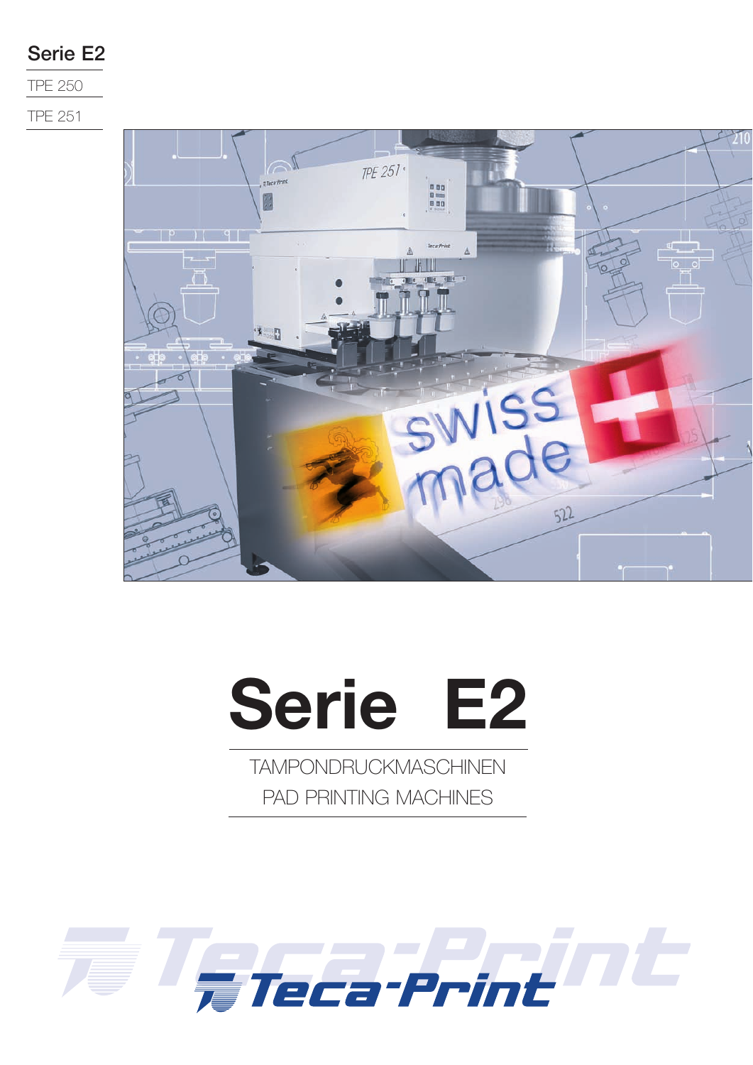Serie E2

TPE 250

TPE 251

# Serie E2

TAMPONDRUCKMASCHINEN

PAD PRINTING MACHINES

Teca-Print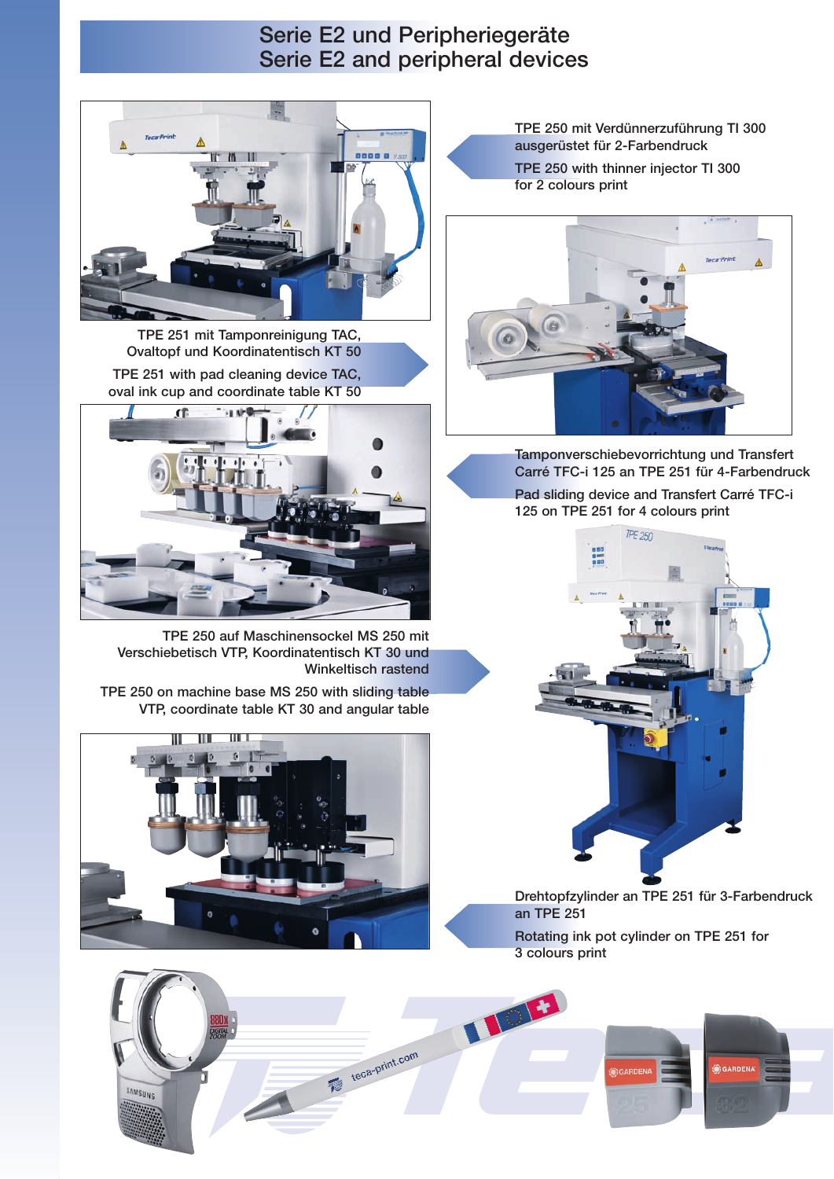# Serie E2 und Peripheriegeräte
# Serie E2 and peripheral devices

TPE 250 mit Verdünnerzuführung TI 300 ausgerüstet für 2-Farbendruck

TPE 250 with thinner injector TI 300 for 2 colours print

TPE 251 mit Tamponreinigung TAC, Ovaltopf und Koordinatentisch KT 50

TPE 251 with pad cleaning device TAC, oval ink cup and coordinate table KT 50

Tamponverschiebevorrichtung und Transfert Carré TFC-i 125 an TPE 251 für 4-Farbendruck

Pad sliding device and Transfert Carré TFC-i 125 on TPE 251 for 4 colours print

TPE 250 auf Maschinensockel MS 250 mit Verschiebetisch VTP, Koordinatentisch KT 30 und Winkeltisch rastend

TPE 250 on machine base MS 250 with sliding table VTP, coordinate table KT 30 and angular table

Drehtopfzylinder an TPE 251 für 3-Farbendruck an TPE 251

Rotating ink pot cylinder on TPE 251 for 3 colours print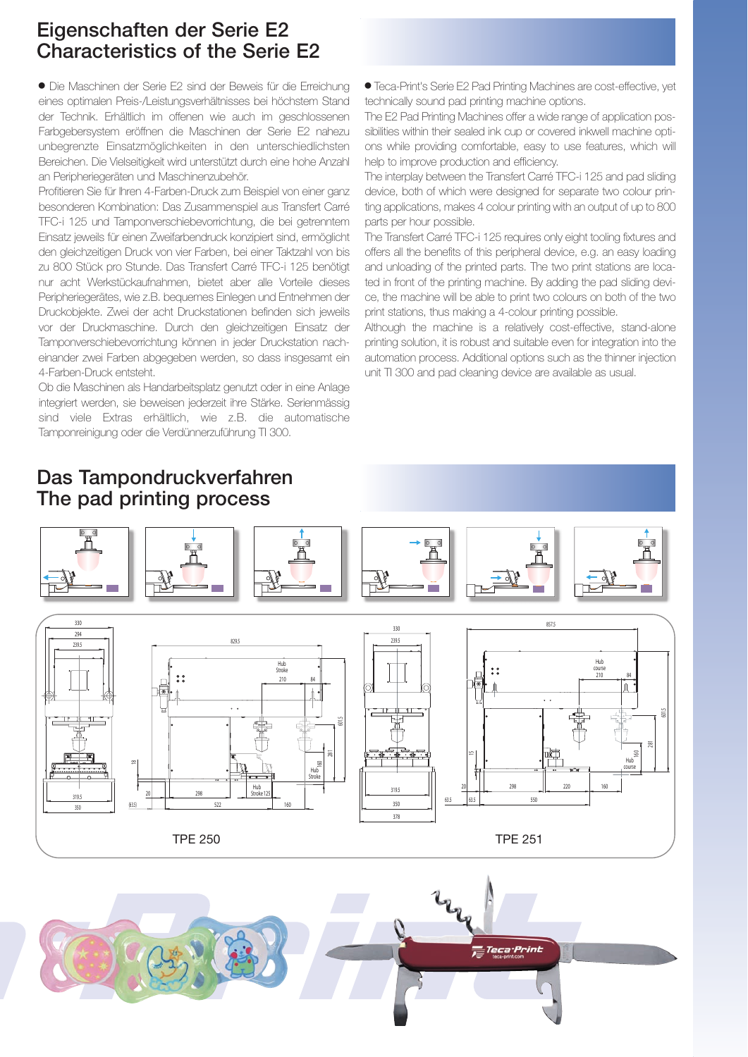# Eigenschaften der Serie E2
# Characteristics of the Serie E2

● Die Maschinen der Serie E2 sind der Beweis für die Erreichung eines optimalen Preis-/Leistungsverhältnisses bei höchstem Stand der Technik. Erhältlich im offenen wie auch im geschlossenen Farbgebersystem eröffnen die Maschinen der Serie E2 nahezu unbegrenzte Einsatzmöglichkeiten in den unterschiedlichsten Bereichen. Die Vielseitigkeit wird unterstützt durch eine hohe Anzahl an Peripheriegeräten und Maschinenzubehör.

Profitieren Sie für Ihren 4-Farben-Druck zum Beispiel von einer ganz besonderen Kombination: Das Zusammenspiel aus Transfert Carré TFC-i 125 und Tamponverschiebevorrichtung, die bei getrenntem Einsatz jeweils für einen Zweifarbendruck konzipiert sind, ermöglicht den gleichzeitigen Druck von vier Farben, bei einer Taktzahl von bis zu 800 Stück pro Stunde. Das Transfert Carré TFC-i 125 benötigt nur acht Werkstückaufnahmen, bietet aber alle Vorteile dieses Peripheriegerätes, wie z.B. bequemes Einlegen und Entnehmen der Druckobjekte. Zwei der acht Druckstationen befinden sich jeweils vor der Druckmaschine. Durch den gleichzeitigen Einsatz der Tamponverschiebevorrichtung können in jeder Druckstation nacheinander zwei Farben abgegeben werden, so dass insgesamt ein 4-Farben-Druck entsteht.

Ob die Maschinen als Handarbeitsplatz genutzt oder in eine Anlage integriert werden, sie beweisen jederzeit ihre Stärke. Serienmässig sind viele Extras erhältlich, wie z.B. die automatische Tamponreinigung oder die Verdünnerzuführung TI 300.

● Teca-Print's Serie E2 Pad Printing Machines are cost-effective, yet technically sound pad printing machine options.

The E2 Pad Printing Machines offer a wide range of application possibilities within their sealed ink cup or covered inkwell machine options while providing comfortable, easy to use features, which will help to improve production and efficiency.

The interplay between the Transfert Carré TFC-i 125 and pad sliding device, both of which were designed for separate two colour printing applications, makes 4 colour printing with an output of up to 800 parts per hour possible.

The Transfert Carré TFC-i 125 requires only eight tooling fixtures and offers all the benefits of this peripheral device, e.g. an easy loading and unloading of the printed parts. The two print stations are located in front of the printing machine. By adding the pad sliding device, the machine will be able to print two colours on both of the two print stations, thus making a 4-colour printing possible.

Although the machine is a relatively cost-effective, stand-alone printing solution, it is robust and suitable even for integration into the automation process. Additional options such as the thinner injection unit TI 300 and pad cleaning device are available as usual.

# Das Tampondruckverfahren
# The pad printing process

TPE 250

TPE 251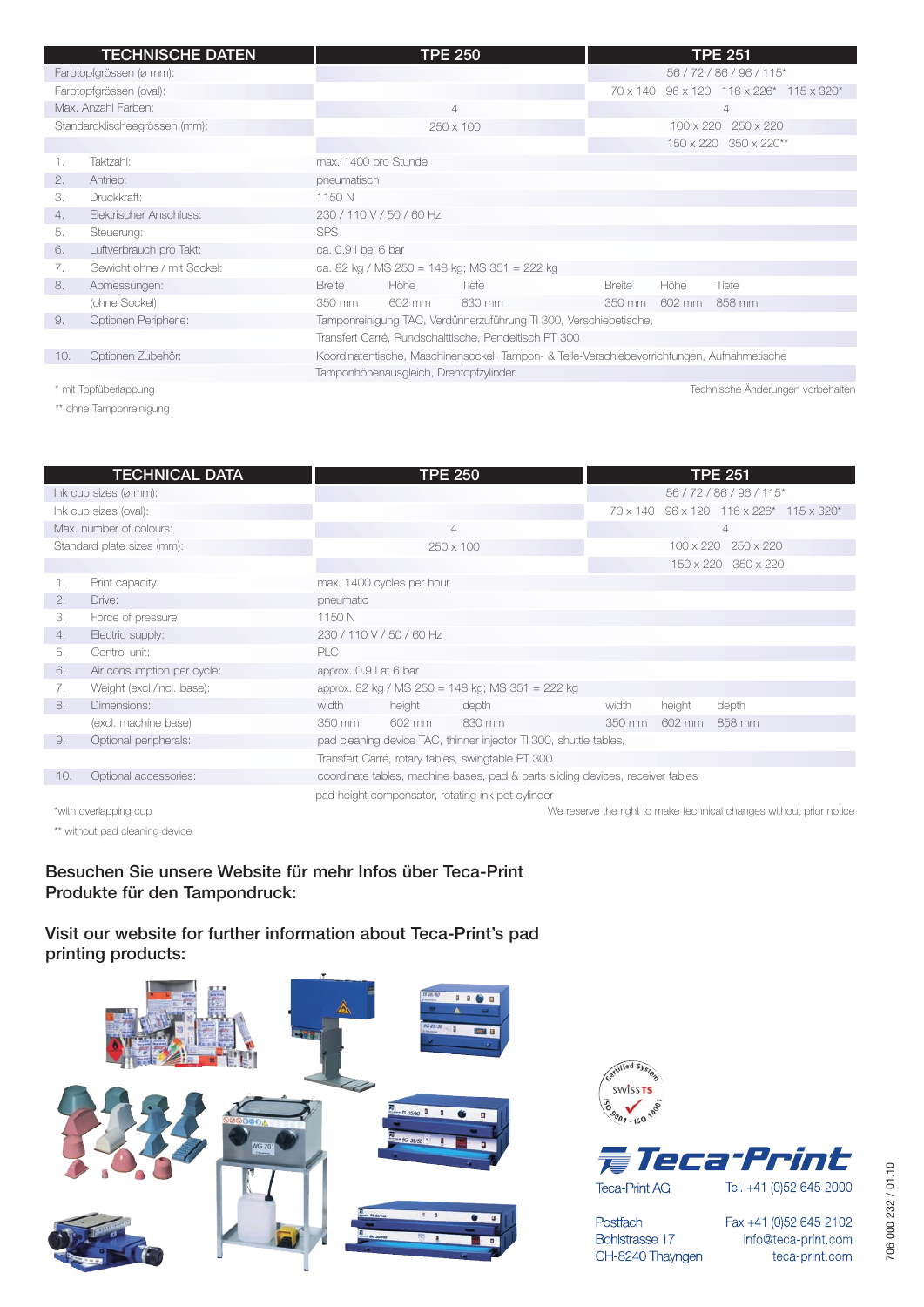| TECHNISCHE DATEN | | TPE 250 | | | TPE 251 | | |
|---|---|---|---|---|---|---|---|
| Farbtopfgrössen (ø mm): | | | | | 56 / 72 / 86 / 96 / 115* | | |
| Farbtopfgrössen (oval): | | | | | 70 x 140 96 x 120 116 x 226* 115 x 320* | | |
| Max. Anzahl Farben: | | 4 | | | 4 | | |
| Standardklischeegrössen (mm): | | 250 x 100 | | | 100 x 220 250 x 220 | | |
| | | | | | 150 x 220 350 x 220** | | |
| 1. | Taktzahl: | max. 1400 pro Stunde | | | | | |
| 2. | Antrieb: | pneumatisch | | | | | |
| 3. | Druckkraft: | 1150 N | | | | | |
| 4. | Elektrischer Anschluss: | 230 / 110 V / 50 / 60 Hz | | | | | |
| 5. | Steuerung: | SPS | | | | | |
| 6. | Luftverbrauch pro Takt: | ca. 0.9 l bei 6 bar | | | | | |
| 7. | Gewicht ohne / mit Sockel: | ca. 82 kg / MS 250 = 148 kg; MS 351 = 222 kg | | | | | |
| 8. | Abmessungen: | Breite | Höhe | Tiefe | Breite | Höhe | Tiefe |
| | (ohne Sockel) | 350 mm | 602 mm | 830 mm | 350 mm | 602 mm | 858 mm |
| 9. | Optionen Peripherie: | Tamponreinigung TAC, Verdünnerzuführung TI 300, Verschiebetische, | | | | | |
| | | Transfert Carré, Rundschalttische, Pendeltisch PT 300 | | | | | |
| 10. | Optionen Zubehör: | Koordinatentische, Maschinensockel, Tampon- & Teile-Verschiebevorrichtungen, Aufnahmetische | | | | | |
| | | Tamponhöhenausgleich, Drehtopfzylinder | | | | | |

\* mit Topfüberlappung
\*\* ohne Tamponreinigung

Technische Änderungen vorbehalten

| TECHNICAL DATA | | TPE 250 | | | TPE 251 | | |
|---|---|---|---|---|---|---|---|
| Ink cup sizes (ø mm): | | | | | 56 / 72 / 86 / 96 / 115* | | |
| Ink cup sizes (oval): | | | | | 70 x 140 96 x 120 116 x 226* 115 x 320* | | |
| Max. number of colours: | | 4 | | | 4 | | |
| Standard plate sizes (mm): | | 250 x 100 | | | 100 x 220 250 x 220 | | |
| | | | | | 150 x 220 350 x 220 | | |
| 1. | Print capacity: | max. 1400 cycles per hour | | | | | |
| 2. | Drive: | pneumatic | | | | | |
| 3. | Force of pressure: | 1150 N | | | | | |
| 4. | Electric supply: | 230 / 110 V / 50 / 60 Hz | | | | | |
| 5. | Control unit: | PLC | | | | | |
| 6. | Air consumption per cycle: | approx. 0.9 l at 6 bar | | | | | |
| 7. | Weight (excl./incl. base): | approx. 82 kg / MS 250 = 148 kg; MS 351 = 222 kg | | | | | |
| 8. | Dimensions: | width | height | depth | width | height | depth |
| | (excl. machine base) | 350 mm | 602 mm | 830 mm | 350 mm | 602 mm | 858 mm |
| 9. | Optional peripherals: | pad cleaning device TAC, thinner injector TI 300, shuttle tables, | | | | | |
| | | Transfert Carré, rotary tables, swingtable PT 300 | | | | | |
| 10. | Optional accessories: | coordinate tables, machine bases, pad & parts sliding devices, receiver tables | | | | | |
| | | pad height compensator, rotating ink pot cylinder | | | | | |

\*with overlapping cup
\*\* without pad cleaning device

We reserve the right to make technical changes without prior notice

**Besuchen Sie unsere Website für mehr Infos über Teca-Print Produkte für den Tampondruck:**

**Visit our website for further information about Teca-Print's pad printing products:**

Teca-Print AG
Postfach
Bohlstrasse 17
CH-8240 Thayngen

Tel. +41 (0)52 645 2000
Fax +41 (0)52 645 2102
info@teca-print.com
teca-print.com

706 000 232 / 01.10